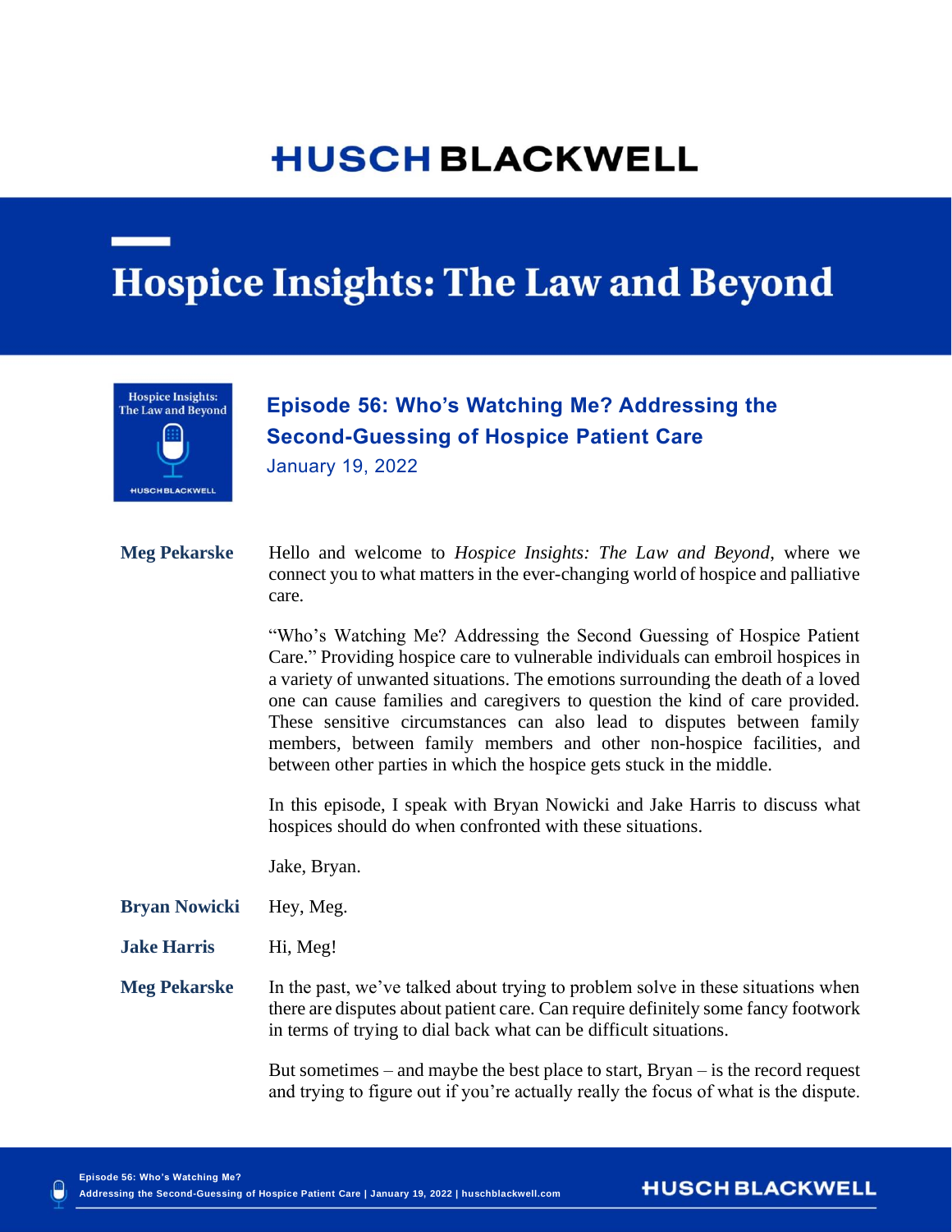# HUSCH BLACKWELL

# Hospice Insights: The Law and Beyond

## Episode 56: Who's Watching Me? Addressing the Second-Guessing of Hospice Patient Care

January 19, 2022

**Meg Pekarske** Hello and welcome to *Hospice Insights: The Law and Beyond*, where we connect you to what matters in the ever-changing world of hospice and palliative care.

"Who's Watching Me? Addressing the Second Guessing of Hospice Patient Care." Providing hospice care to vulnerable individuals can embroil hospices in a variety of unwanted situations. The emotions surrounding the death of a loved one can cause families and caregivers to question the kind of care provided. These sensitive circumstances can also lead to disputes between family members, between family members and other non-hospice facilities, and between other parties in which the hospice gets stuck in the middle.

In this episode, I speak with Bryan Nowicki and Jake Harris to discuss what hospices should do when confronted with these situations.

Jake, Bryan.

**Bryan Nowicki** Hey, Meg.

**Jake Harris** Hi, Meg!

**Meg Pekarske** In the past, we've talked about trying to problem solve in these situations when there are disputes about patient care. Can require definitely some fancy footwork in terms of trying to dial back what can be difficult situations.

But sometimes – and maybe the best place to start, Bryan – is the record request and trying to figure out if you're actually really the focus of what is the dispute.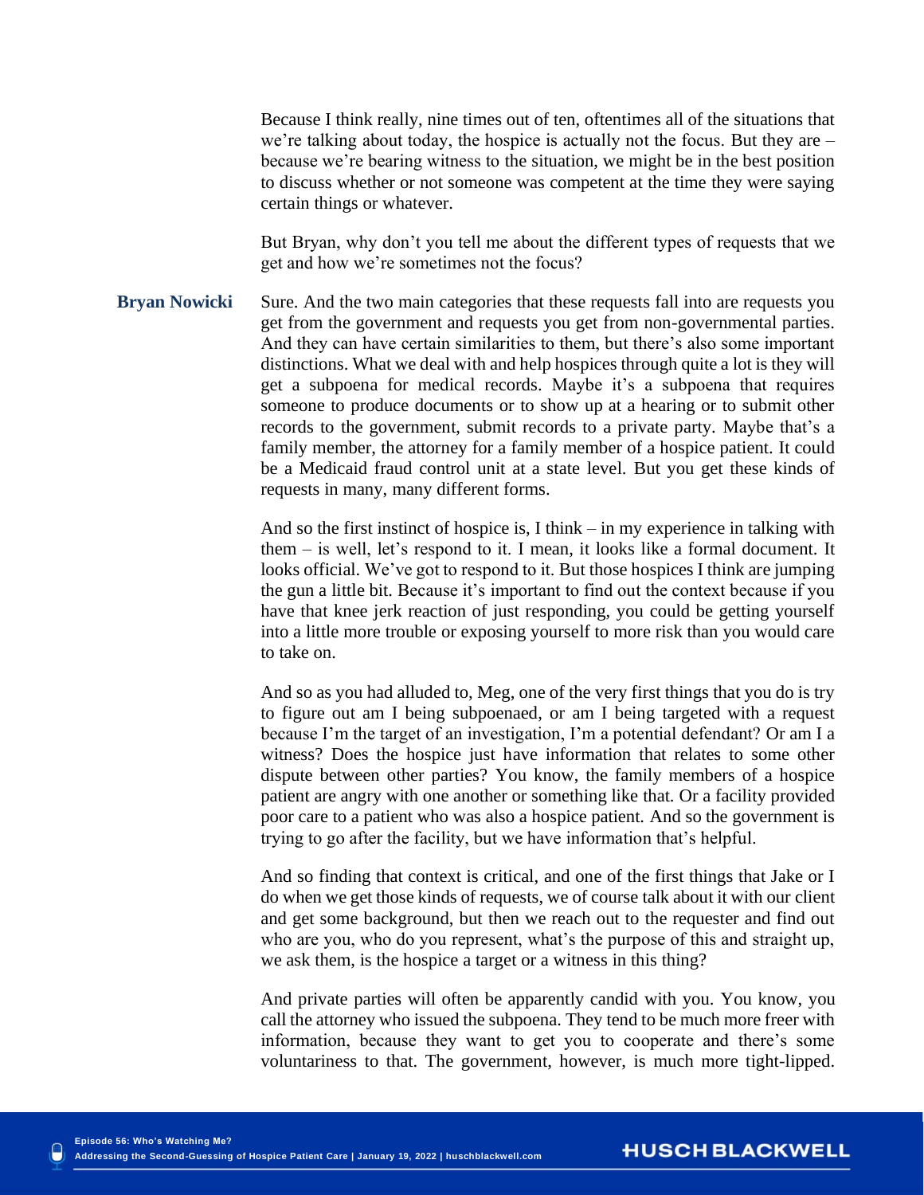Because I think really, nine times out of ten, oftentimes all of the situations that we're talking about today, the hospice is actually not the focus. But they are – because we're bearing witness to the situation, we might be in the best position to discuss whether or not someone was competent at the time they were saying certain things or whatever.

But Bryan, why don't you tell me about the different types of requests that we get and how we're sometimes not the focus?

**Bryan Nowicki** Sure. And the two main categories that these requests fall into are requests you get from the government and requests you get from non-governmental parties. And they can have certain similarities to them, but there's also some important distinctions. What we deal with and help hospices through quite a lot is they will get a subpoena for medical records. Maybe it's a subpoena that requires someone to produce documents or to show up at a hearing or to submit other records to the government, submit records to a private party. Maybe that's a family member, the attorney for a family member of a hospice patient. It could be a Medicaid fraud control unit at a state level. But you get these kinds of requests in many, many different forms.

And so the first instinct of hospice is, I think – in my experience in talking with them – is well, let's respond to it. I mean, it looks like a formal document. It looks official. We've got to respond to it. But those hospices I think are jumping the gun a little bit. Because it's important to find out the context because if you have that knee jerk reaction of just responding, you could be getting yourself into a little more trouble or exposing yourself to more risk than you would care to take on.

And so as you had alluded to, Meg, one of the very first things that you do is try to figure out am I being subpoenaed, or am I being targeted with a request because I'm the target of an investigation, I'm a potential defendant? Or am I a witness? Does the hospice just have information that relates to some other dispute between other parties? You know, the family members of a hospice patient are angry with one another or something like that. Or a facility provided poor care to a patient who was also a hospice patient. And so the government is trying to go after the facility, but we have information that's helpful.

And so finding that context is critical, and one of the first things that Jake or I do when we get those kinds of requests, we of course talk about it with our client and get some background, but then we reach out to the requester and find out who are you, who do you represent, what's the purpose of this and straight up, we ask them, is the hospice a target or a witness in this thing?

And private parties will often be apparently candid with you. You know, you call the attorney who issued the subpoena. They tend to be much more freer with information, because they want to get you to cooperate and there's some voluntariness to that. The government, however, is much more tight-lipped.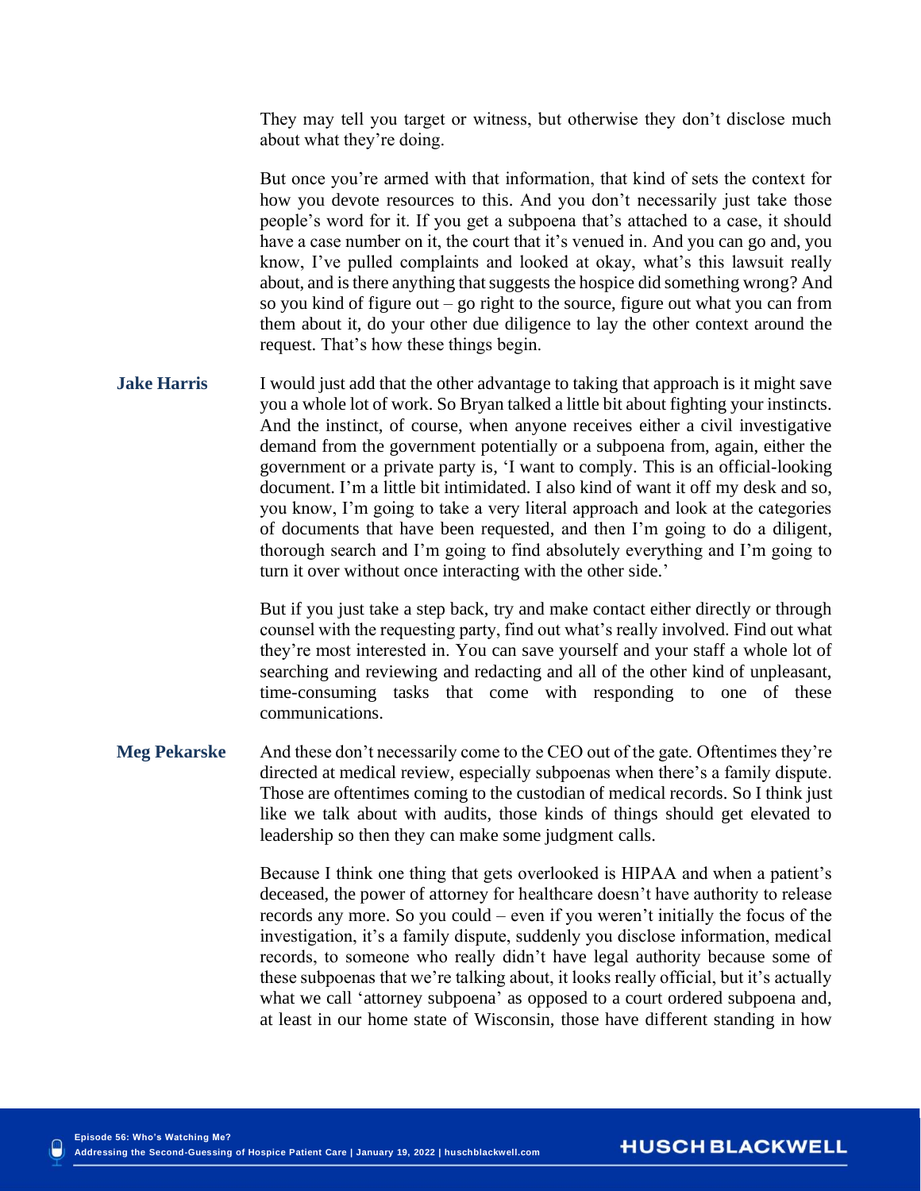They may tell you target or witness, but otherwise they don't disclose much about what they're doing.

But once you're armed with that information, that kind of sets the context for how you devote resources to this. And you don't necessarily just take those people's word for it. If you get a subpoena that's attached to a case, it should have a case number on it, the court that it's venued in. And you can go and, you know, I've pulled complaints and looked at okay, what's this lawsuit really about, and is there anything that suggests the hospice did something wrong? And so you kind of figure out – go right to the source, figure out what you can from them about it, do your other due diligence to lay the other context around the request. That's how these things begin.

**Jake Harris** I would just add that the other advantage to taking that approach is it might save you a whole lot of work. So Bryan talked a little bit about fighting your instincts. And the instinct, of course, when anyone receives either a civil investigative demand from the government potentially or a subpoena from, again, either the government or a private party is, 'I want to comply. This is an official-looking document. I'm a little bit intimidated. I also kind of want it off my desk and so, you know, I'm going to take a very literal approach and look at the categories of documents that have been requested, and then I'm going to do a diligent, thorough search and I'm going to find absolutely everything and I'm going to turn it over without once interacting with the other side.'

But if you just take a step back, try and make contact either directly or through counsel with the requesting party, find out what's really involved. Find out what they're most interested in. You can save yourself and your staff a whole lot of searching and reviewing and redacting and all of the other kind of unpleasant, time-consuming tasks that come with responding to one of these communications.

**Meg Pekarske** And these don't necessarily come to the CEO out of the gate. Oftentimes they're directed at medical review, especially subpoenas when there's a family dispute. Those are oftentimes coming to the custodian of medical records. So I think just like we talk about with audits, those kinds of things should get elevated to leadership so then they can make some judgment calls.

Because I think one thing that gets overlooked is HIPAA and when a patient's deceased, the power of attorney for healthcare doesn't have authority to release records any more. So you could – even if you weren't initially the focus of the investigation, it's a family dispute, suddenly you disclose information, medical records, to someone who really didn't have legal authority because some of these subpoenas that we're talking about, it looks really official, but it's actually what we call 'attorney subpoena' as opposed to a court ordered subpoena and, at least in our home state of Wisconsin, those have different standing in how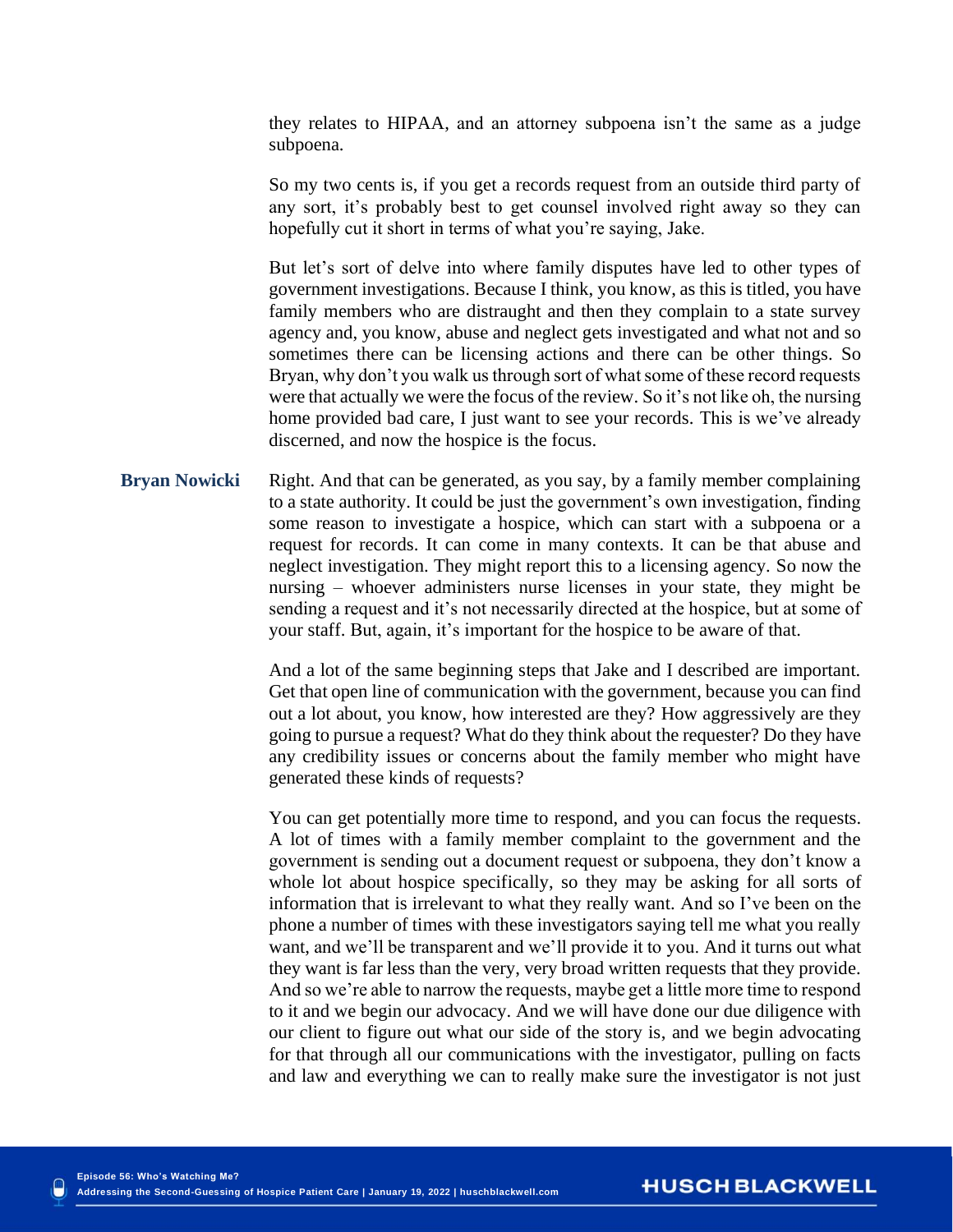they relates to HIPAA, and an attorney subpoena isn't the same as a judge subpoena.

So my two cents is, if you get a records request from an outside third party of any sort, it's probably best to get counsel involved right away so they can hopefully cut it short in terms of what you're saying, Jake.

But let's sort of delve into where family disputes have led to other types of government investigations. Because I think, you know, as this is titled, you have family members who are distraught and then they complain to a state survey agency and, you know, abuse and neglect gets investigated and what not and so sometimes there can be licensing actions and there can be other things. So Bryan, why don't you walk us through sort of what some of these record requests were that actually we were the focus of the review. So it's not like oh, the nursing home provided bad care, I just want to see your records. This is we've already discerned, and now the hospice is the focus.

**Bryan Nowicki** Right. And that can be generated, as you say, by a family member complaining to a state authority. It could be just the government's own investigation, finding some reason to investigate a hospice, which can start with a subpoena or a request for records. It can come in many contexts. It can be that abuse and neglect investigation. They might report this to a licensing agency. So now the nursing – whoever administers nurse licenses in your state, they might be sending a request and it's not necessarily directed at the hospice, but at some of your staff. But, again, it's important for the hospice to be aware of that.

And a lot of the same beginning steps that Jake and I described are important. Get that open line of communication with the government, because you can find out a lot about, you know, how interested are they? How aggressively are they going to pursue a request? What do they think about the requester? Do they have any credibility issues or concerns about the family member who might have generated these kinds of requests?

You can get potentially more time to respond, and you can focus the requests. A lot of times with a family member complaint to the government and the government is sending out a document request or subpoena, they don't know a whole lot about hospice specifically, so they may be asking for all sorts of information that is irrelevant to what they really want. And so I've been on the phone a number of times with these investigators saying tell me what you really want, and we'll be transparent and we'll provide it to you. And it turns out what they want is far less than the very, very broad written requests that they provide. And so we're able to narrow the requests, maybe get a little more time to respond to it and we begin our advocacy. And we will have done our due diligence with our client to figure out what our side of the story is, and we begin advocating for that through all our communications with the investigator, pulling on facts and law and everything we can to really make sure the investigator is not just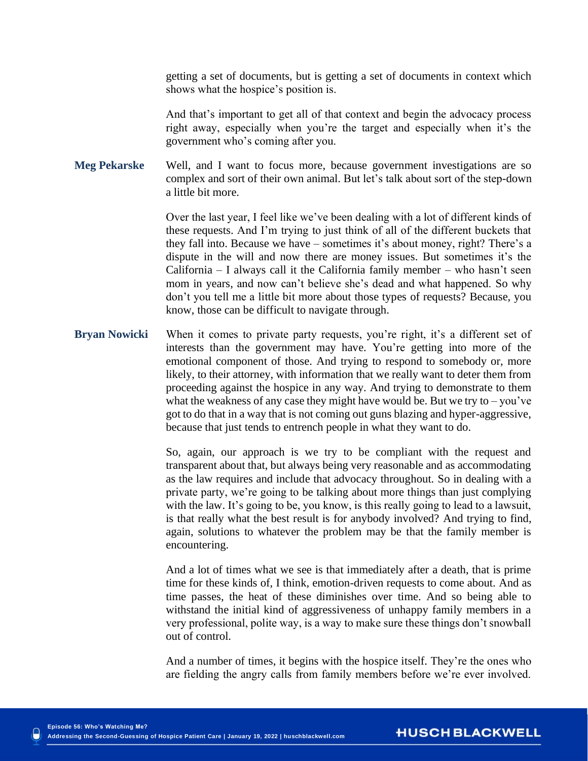getting a set of documents, but is getting a set of documents in context which shows what the hospice's position is.

And that's important to get all of that context and begin the advocacy process right away, especially when you're the target and especially when it's the government who's coming after you.

**Meg Pekarske** Well, and I want to focus more, because government investigations are so complex and sort of their own animal. But let's talk about sort of the step-down a little bit more.

Over the last year, I feel like we've been dealing with a lot of different kinds of these requests. And I'm trying to just think of all of the different buckets that they fall into. Because we have – sometimes it's about money, right? There's a dispute in the will and now there are money issues. But sometimes it's the California – I always call it the California family member – who hasn't seen mom in years, and now can't believe she's dead and what happened. So why don't you tell me a little bit more about those types of requests? Because, you know, those can be difficult to navigate through.

**Bryan Nowicki** When it comes to private party requests, you're right, it's a different set of interests than the government may have. You're getting into more of the emotional component of those. And trying to respond to somebody or, more likely, to their attorney, with information that we really want to deter them from proceeding against the hospice in any way. And trying to demonstrate to them what the weakness of any case they might have would be. But we try to – you've got to do that in a way that is not coming out guns blazing and hyper-aggressive, because that just tends to entrench people in what they want to do.

So, again, our approach is we try to be compliant with the request and transparent about that, but always being very reasonable and as accommodating as the law requires and include that advocacy throughout. So in dealing with a private party, we're going to be talking about more things than just complying with the law. It's going to be, you know, is this really going to lead to a lawsuit, is that really what the best result is for anybody involved? And trying to find, again, solutions to whatever the problem may be that the family member is encountering.

And a lot of times what we see is that immediately after a death, that is prime time for these kinds of, I think, emotion-driven requests to come about. And as time passes, the heat of these diminishes over time. And so being able to withstand the initial kind of aggressiveness of unhappy family members in a very professional, polite way, is a way to make sure these things don't snowball out of control.

And a number of times, it begins with the hospice itself. They're the ones who are fielding the angry calls from family members before we're ever involved.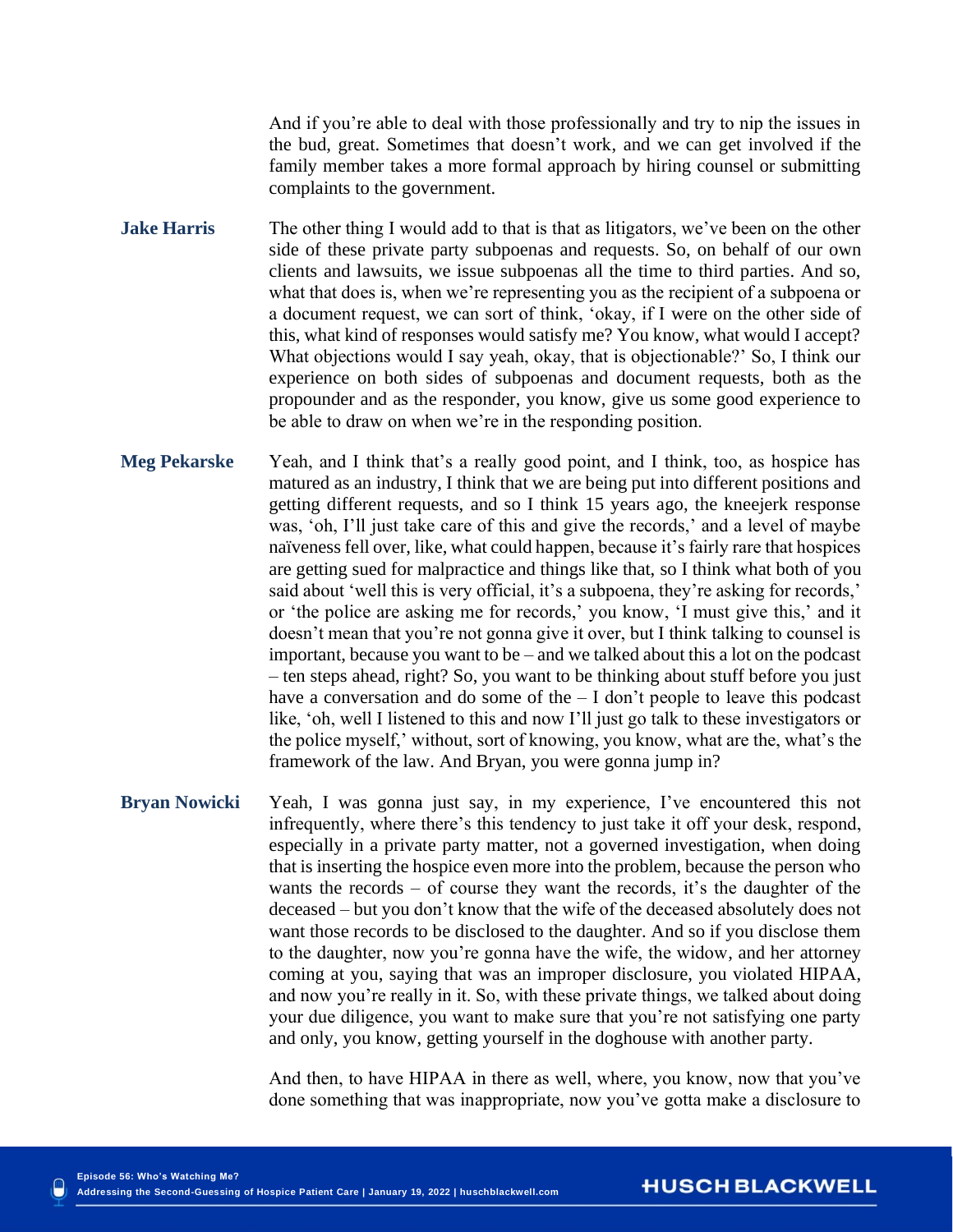And if you're able to deal with those professionally and try to nip the issues in the bud, great. Sometimes that doesn't work, and we can get involved if the family member takes a more formal approach by hiring counsel or submitting complaints to the government.

**Jake Harris** The other thing I would add to that is that as litigators, we've been on the other side of these private party subpoenas and requests. So, on behalf of our own clients and lawsuits, we issue subpoenas all the time to third parties. And so, what that does is, when we're representing you as the recipient of a subpoena or a document request, we can sort of think, 'okay, if I were on the other side of this, what kind of responses would satisfy me? You know, what would I accept? What objections would I say yeah, okay, that is objectionable?' So, I think our experience on both sides of subpoenas and document requests, both as the propounder and as the responder, you know, give us some good experience to be able to draw on when we're in the responding position.

**Meg Pekarske** Yeah, and I think that's a really good point, and I think, too, as hospice has matured as an industry, I think that we are being put into different positions and getting different requests, and so I think 15 years ago, the kneejerk response was, 'oh, I'll just take care of this and give the records,' and a level of maybe naïveness fell over, like, what could happen, because it's fairly rare that hospices are getting sued for malpractice and things like that, so I think what both of you said about 'well this is very official, it's a subpoena, they're asking for records,' or 'the police are asking me for records,' you know, 'I must give this,' and it doesn't mean that you're not gonna give it over, but I think talking to counsel is important, because you want to be – and we talked about this a lot on the podcast – ten steps ahead, right? So, you want to be thinking about stuff before you just have a conversation and do some of the – I don't people to leave this podcast like, 'oh, well I listened to this and now I'll just go talk to these investigators or the police myself,' without, sort of knowing, you know, what are the, what's the framework of the law. And Bryan, you were gonna jump in?

**Bryan Nowicki** Yeah, I was gonna just say, in my experience, I've encountered this not infrequently, where there's this tendency to just take it off your desk, respond, especially in a private party matter, not a governed investigation, when doing that is inserting the hospice even more into the problem, because the person who wants the records – of course they want the records, it's the daughter of the deceased – but you don't know that the wife of the deceased absolutely does not want those records to be disclosed to the daughter. And so if you disclose them to the daughter, now you're gonna have the wife, the widow, and her attorney coming at you, saying that was an improper disclosure, you violated HIPAA, and now you're really in it. So, with these private things, we talked about doing your due diligence, you want to make sure that you're not satisfying one party and only, you know, getting yourself in the doghouse with another party.

And then, to have HIPAA in there as well, where, you know, now that you've done something that was inappropriate, now you've gotta make a disclosure to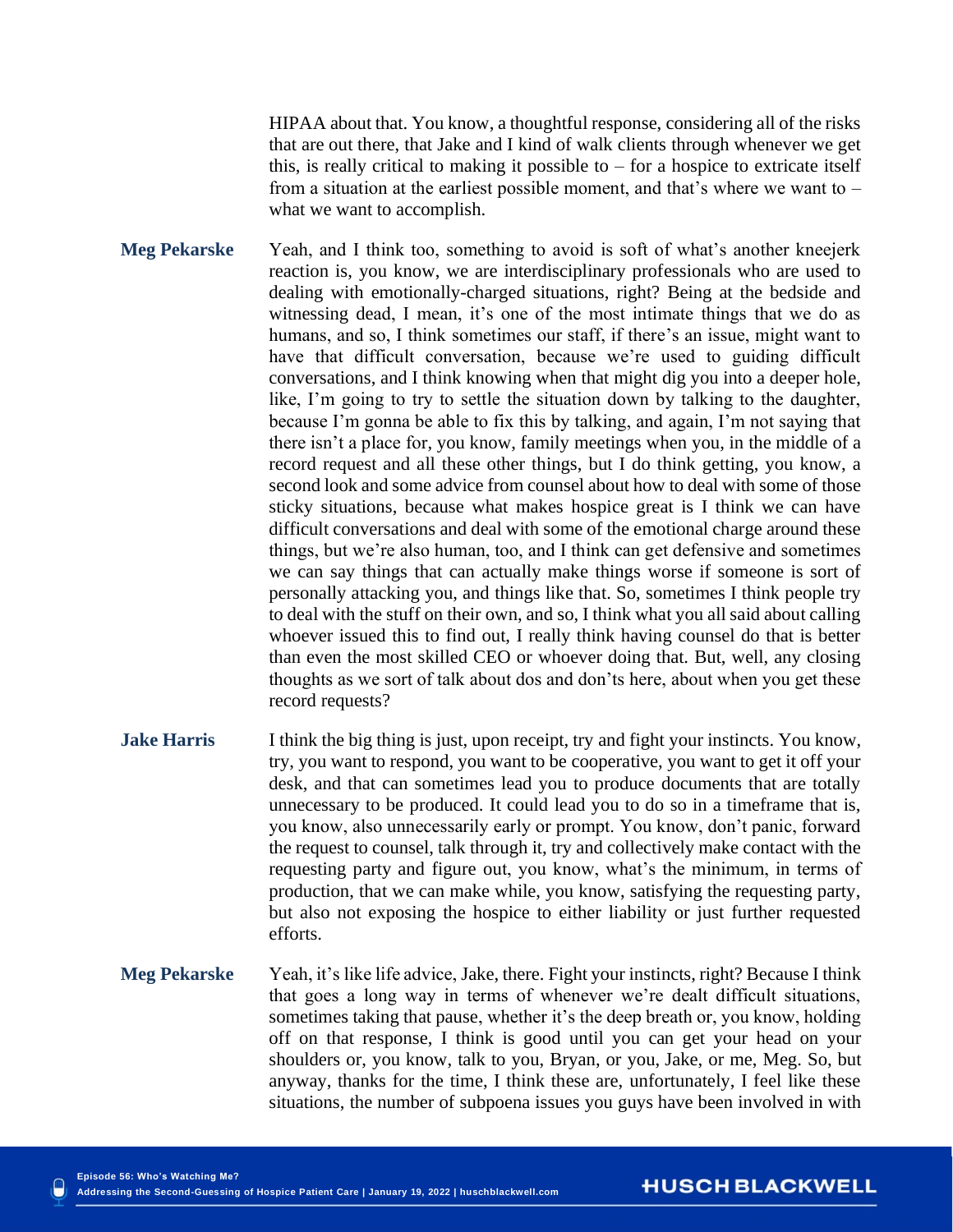HIPAA about that. You know, a thoughtful response, considering all of the risks that are out there, that Jake and I kind of walk clients through whenever we get this, is really critical to making it possible to – for a hospice to extricate itself from a situation at the earliest possible moment, and that's where we want to – what we want to accomplish.

**Meg Pekarske** Yeah, and I think too, something to avoid is soft of what's another kneejerk reaction is, you know, we are interdisciplinary professionals who are used to dealing with emotionally-charged situations, right? Being at the bedside and witnessing dead, I mean, it's one of the most intimate things that we do as humans, and so, I think sometimes our staff, if there's an issue, might want to have that difficult conversation, because we're used to guiding difficult conversations, and I think knowing when that might dig you into a deeper hole, like, I'm going to try to settle the situation down by talking to the daughter, because I'm gonna be able to fix this by talking, and again, I'm not saying that there isn't a place for, you know, family meetings when you, in the middle of a record request and all these other things, but I do think getting, you know, a second look and some advice from counsel about how to deal with some of those sticky situations, because what makes hospice great is I think we can have difficult conversations and deal with some of the emotional charge around these things, but we're also human, too, and I think can get defensive and sometimes we can say things that can actually make things worse if someone is sort of personally attacking you, and things like that. So, sometimes I think people try to deal with the stuff on their own, and so, I think what you all said about calling whoever issued this to find out, I really think having counsel do that is better than even the most skilled CEO or whoever doing that. But, well, any closing thoughts as we sort of talk about dos and don'ts here, about when you get these record requests?

**Jake Harris** I think the big thing is just, upon receipt, try and fight your instincts. You know, try, you want to respond, you want to be cooperative, you want to get it off your desk, and that can sometimes lead you to produce documents that are totally unnecessary to be produced. It could lead you to do so in a timeframe that is, you know, also unnecessarily early or prompt. You know, don't panic, forward the request to counsel, talk through it, try and collectively make contact with the requesting party and figure out, you know, what's the minimum, in terms of production, that we can make while, you know, satisfying the requesting party, but also not exposing the hospice to either liability or just further requested efforts.

**Meg Pekarske** Yeah, it's like life advice, Jake, there. Fight your instincts, right? Because I think that goes a long way in terms of whenever we're dealt difficult situations, sometimes taking that pause, whether it's the deep breath or, you know, holding off on that response, I think is good until you can get your head on your shoulders or, you know, talk to you, Bryan, or you, Jake, or me, Meg. So, but anyway, thanks for the time, I think these are, unfortunately, I feel like these situations, the number of subpoena issues you guys have been involved in with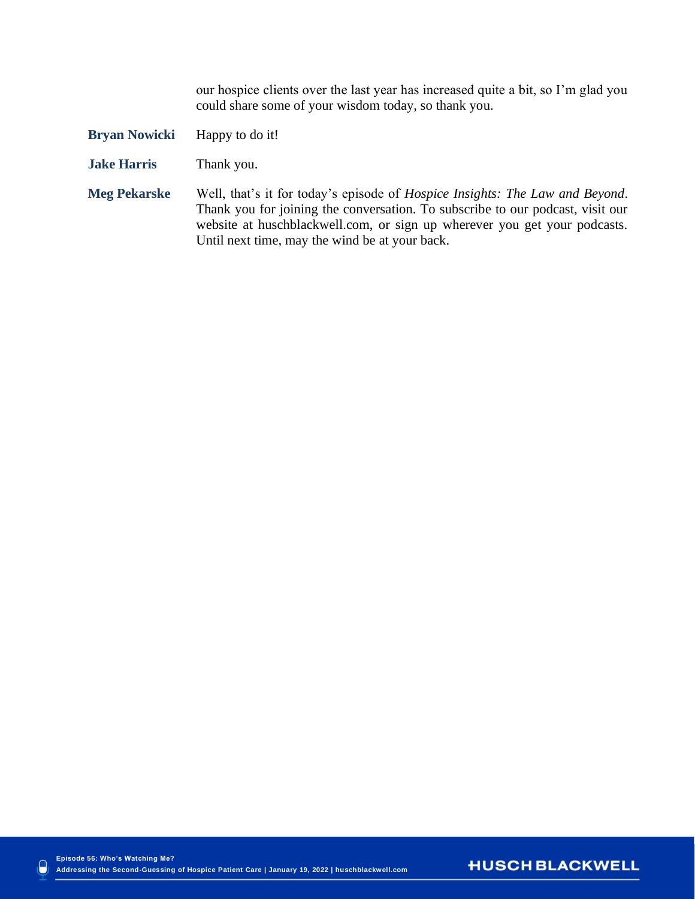our hospice clients over the last year has increased quite a bit, so I'm glad you could share some of your wisdom today, so thank you.

**Bryan Nowicki** Happy to do it!

**Jake Harris** Thank you.

**Meg Pekarske** Well, that's it for today's episode of *Hospice Insights: The Law and Beyond*. Thank you for joining the conversation. To subscribe to our podcast, visit our website at huschblackwell.com, or sign up wherever you get your podcasts. Until next time, may the wind be at your back.